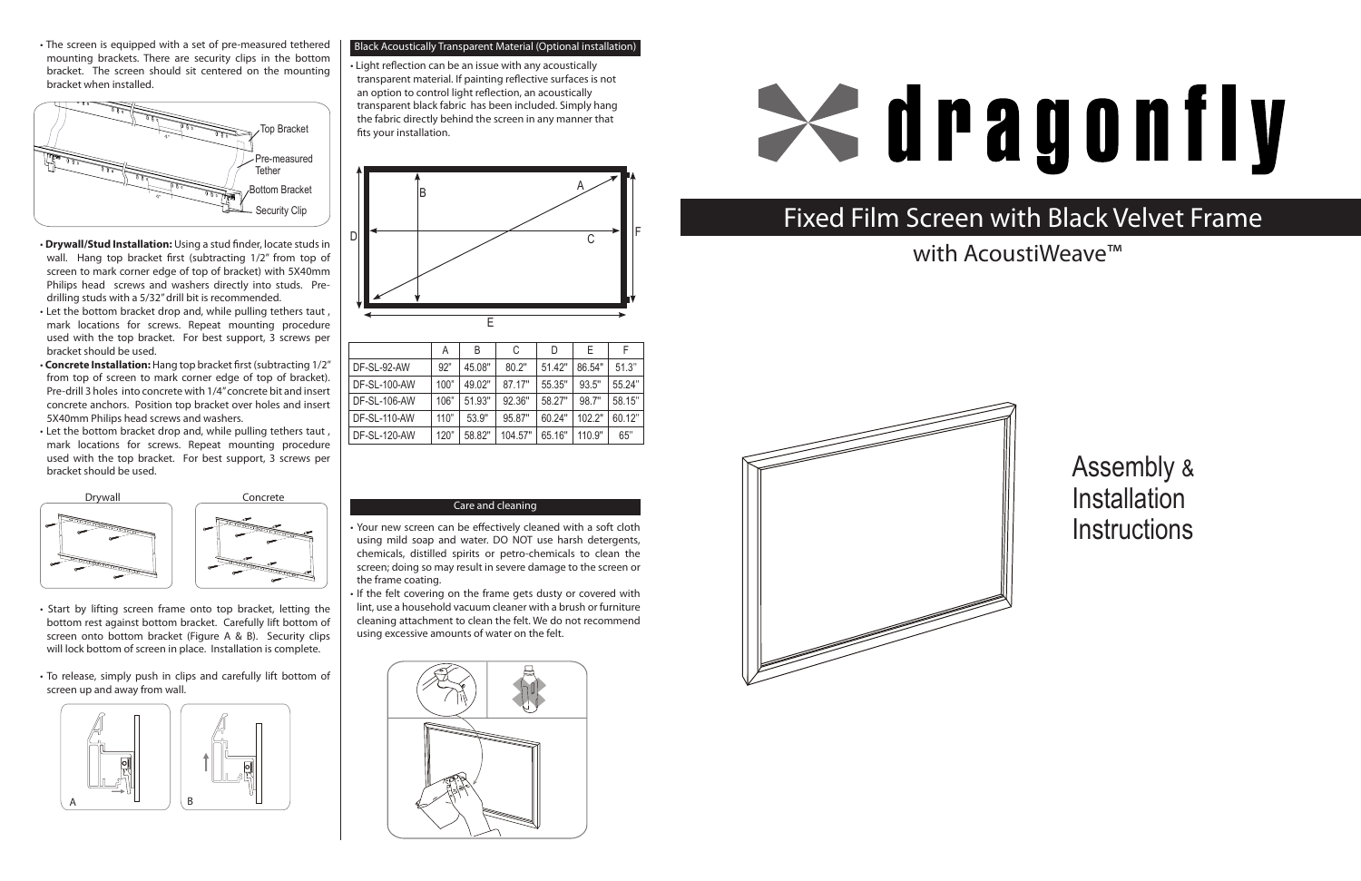# dragonfly

## Fixed Film Screen with Black Velvet Frame

### with AcoustiWeave™

# Assembly & Installation Instructions

- The screen is equipped with a set of pre-measured tethered mounting brackets. There are security clips in the bottom bracket. The screen should sit centered on the mounting bracket when installed.

Top Bracket
Pre-measured Tether
Bottom Bracket
Security Clip

- **Drywall/Stud Installation:** Using a stud finder, locate studs in wall. Hang top bracket first (subtracting 1/2" from top of screen to mark corner edge of top of bracket) with 5X40mm Philips head screws and washers directly into studs. Pre-drilling studs with a 5/32" drill bit is recommended.
- Let the bottom bracket drop and, while pulling tethers taut , mark locations for screws. Repeat mounting procedure used with the top bracket. For best support, 3 screws per bracket should be used.
- **Concrete Installation:** Hang top bracket first (subtracting 1/2" from top of screen to mark corner edge of top of bracket). Pre-drill 3 holes into concrete with 1/4" concrete bit and insert concrete anchors. Position top bracket over holes and insert 5X40mm Philips head screws and washers.
- Let the bottom bracket drop and, while pulling tethers taut , mark locations for screws. Repeat mounting procedure used with the top bracket. For best support, 3 screws per bracket should be used.

Drywall

Concrete

- Start by lifting screen frame onto top bracket, letting the bottom rest against bottom bracket. Carefully lift bottom of screen onto bottom bracket (Figure A & B). Security clips will lock bottom of screen in place. Installation is complete.
- To release, simply push in clips and carefully lift bottom of screen up and away from wall.

A

B

## Black Acoustically Transparent Material (Optional installation)

- Light reflection can be an issue with any acoustically transparent material. If painting reflective surfaces is not an option to control light reflection, an acoustically transparent black fabric has been included. Simply hang the fabric directly behind the screen in any manner that fits your installation.

| | A | B | C | D | E | F |
|---|---|---|---|---|---|---|
| DF-SL-92-AW | 92" | 45.08" | 80.2" | 51.42" | 86.54" | 51.3" |
| DF-SL-100-AW | 100" | 49.02" | 87.17" | 55.35" | 93.5" | 55.24" |
| DF-SL-106-AW | 106" | 51.93" | 92.36" | 58.27" | 98.7" | 58.15" |
| DF-SL-110-AW | 110" | 53.9" | 95.87" | 60.24" | 102.2" | 60.12" |
| DF-SL-120-AW | 120" | 58.82" | 104.57" | 65.16" | 110.9" | 65" |

## Care and cleaning

- Your new screen can be effectively cleaned with a soft cloth using mild soap and water. DO NOT use harsh detergents, chemicals, distilled spirits or petro-chemicals to clean the screen; doing so may result in severe damage to the screen or the frame coating.
- If the felt covering on the frame gets dusty or covered with lint, use a household vacuum cleaner with a brush or furniture cleaning attachment to clean the felt. We do not recommend using excessive amounts of water on the felt.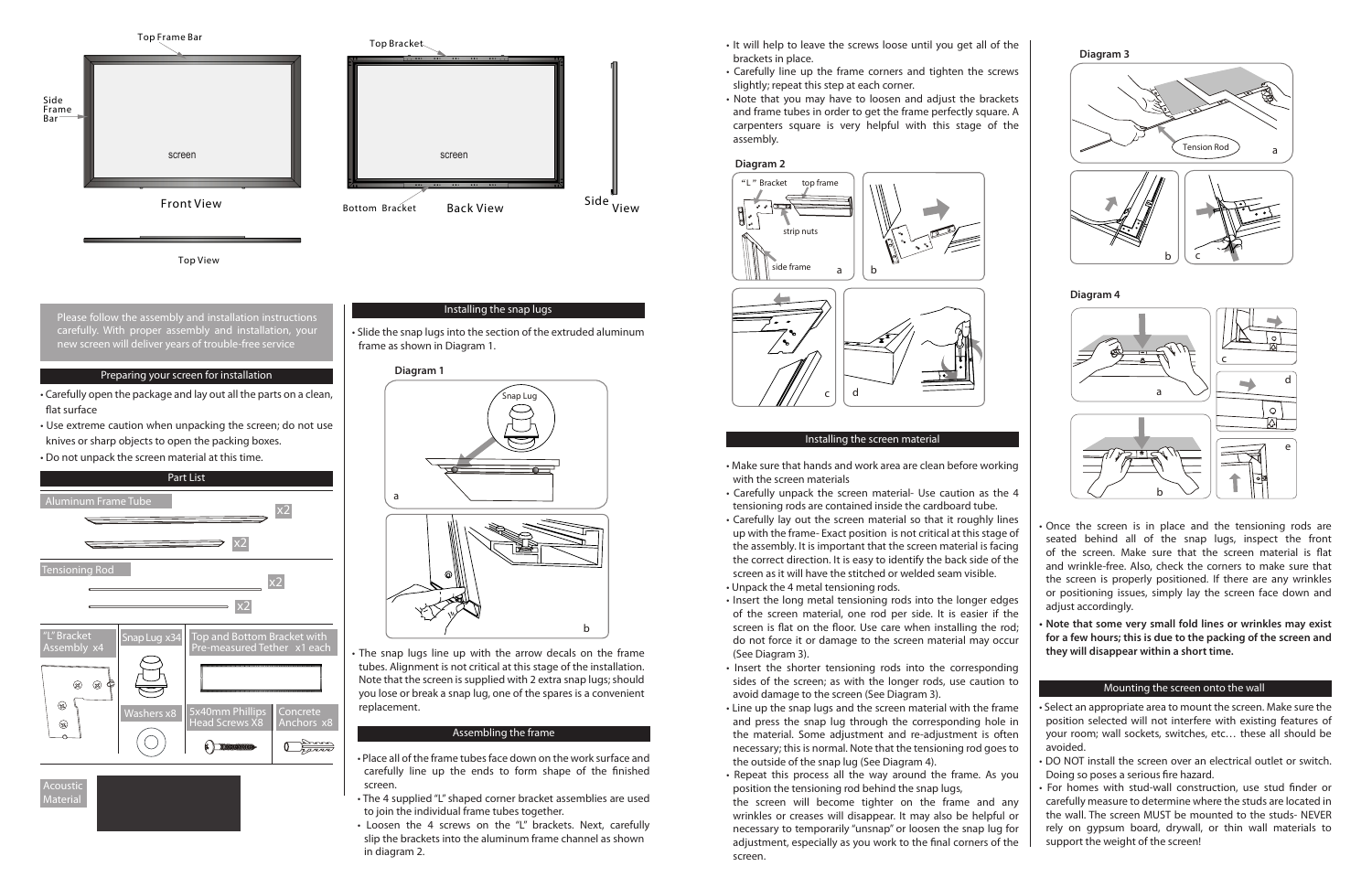Top Frame Bar

Side Frame Bar

screen

Front View

Top Bracket

screen

Bottom Bracket

Back View

Side View

Top View

Please follow the assembly and installation instructions carefully. With proper assembly and installation, your new screen will deliver years of trouble-free service

## Preparing your screen for installation

- Carefully open the package and lay out all the parts on a clean, flat surface
- Use extreme caution when unpacking the screen; do not use knives or sharp objects to open the packing boxes.
- Do not unpack the screen material at this time.

## Part List

Aluminum Frame Tube

x2

x2

Tensioning Rod

x2

x2

"L" Bracket Assembly x4

Snap Lug x34

Top and Bottom Bracket with Pre-measured Tether x1 each

Washers x8

5x40mm Phillips Head Screws X8

Concrete Anchors x8

Acoustic Material

## Installing the snap lugs

- Slide the snap lugs into the section of the extruded aluminum frame as shown in Diagram 1.

Diagram 1

Snap Lug

a

b

- The snap lugs line up with the arrow decals on the frame tubes. Alignment is not critical at this stage of the installation. Note that the screen is supplied with 2 extra snap lugs; should you lose or break a snap lug, one of the spares is a convenient replacement.

## Assembling the frame

- Place all of the frame tubes face down on the work surface and carefully line up the ends to form shape of the finished screen.
- The 4 supplied "L" shaped corner bracket assemblies are used to join the individual frame tubes together.
- Loosen the 4 screws on the "L" brackets. Next, carefully slip the brackets into the aluminum frame channel as shown in diagram 2.
- It will help to leave the screws loose until you get all of the brackets in place.
- Carefully line up the frame corners and tighten the screws slightly; repeat this step at each corner.
- Note that you may have to loosen and adjust the brackets and frame tubes in order to get the frame perfectly square. A carpenters square is very helpful with this stage of the assembly.

Diagram 2

"L" Bracket

top frame

strip nuts

side frame

a

b

c

d

## Installing the screen material

- Make sure that hands and work area are clean before working with the screen materials
- Carefully unpack the screen material- Use caution as the 4 tensioning rods are contained inside the cardboard tube.
- Carefully lay out the screen material so that it roughly lines up with the frame- Exact position is not critical at this stage of the assembly. It is important that the screen material is facing the correct direction. It is easy to identify the back side of the screen as it will have the stitched or welded seam visible.
- Unpack the 4 metal tensioning rods.
- Insert the long metal tensioning rods into the longer edges of the screen material, one rod per side. It is easier if the screen is flat on the floor. Use care when installing the rod; do not force it or damage to the screen material may occur (See Diagram 3).
- Insert the shorter tensioning rods into the corresponding sides of the screen; as with the longer rods, use caution to avoid damage to the screen (See Diagram 3).
- Line up the snap lugs and the screen material with the frame and press the snap lug through the corresponding hole in the material. Some adjustment and re-adjustment is often necessary; this is normal. Note that the tensioning rod goes to the outside of the snap lug (See Diagram 4).
- Repeat this process all the way around the frame. As you position the tensioning rod behind the snap lugs,

the screen will become tighter on the frame and any wrinkles or creases will disappear. It may also be helpful or necessary to temporarily "unsnap" or loosen the snap lug for adjustment, especially as you work to the final corners of the screen.

Diagram 3

Tension Rod

a

b

c

Diagram 4

a

b

c

d

e

- Once the screen is in place and the tensioning rods are seated behind all of the snap lugs, inspect the front of the screen. Make sure the screen material is flat and wrinkle-free. Also, check the corners to make sure that the screen is properly positioned. If there are any wrinkles or positioning issues, simply lay the screen face down and adjust accordingly.
- **Note that some very small fold lines or wrinkles may exist for a few hours; this is due to the packing of the screen and they will disappear within a short time.**

## Mounting the screen onto the wall

- Select an appropriate area to mount the screen. Make sure the position selected will not interfere with existing features of your room; wall sockets, switches, etc… these all should be avoided.
- DO NOT install the screen over an electrical outlet or switch. Doing so poses a serious fire hazard.
- For homes with stud-wall construction, use stud finder or carefully measure to determine where the studs are located in the wall. The screen MUST be mounted to the studs- NEVER rely on gypsum board, drywall, or thin wall materials to support the weight of the screen!